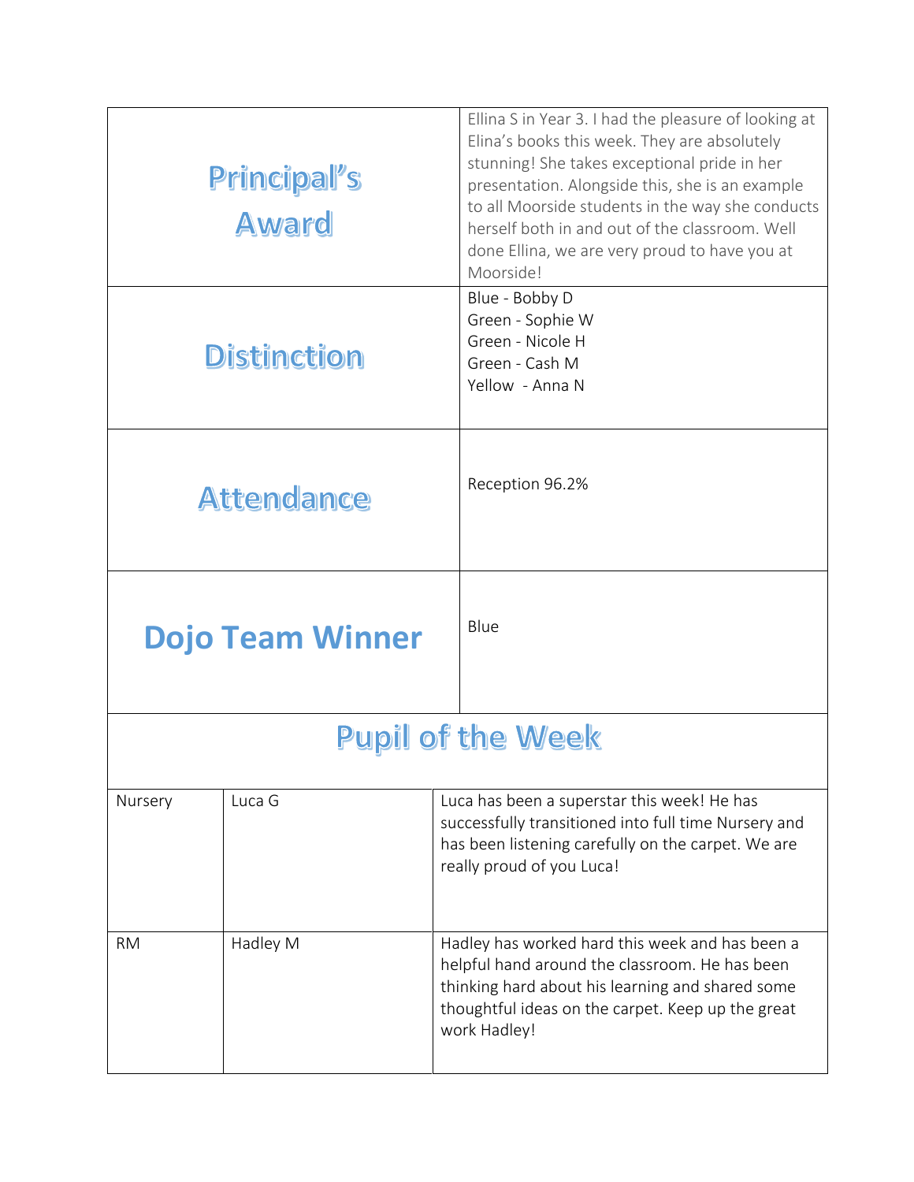| Principal's Award | Ellina S in Year 3. I had the pleasure of looking at Elina's books this week. They are absolutely stunning! She takes exceptional pride in her presentation. Alongside this, she is an example to all Moorside students in the way she conducts herself both in and out of the classroom. Well done Ellina, we are very proud to have you at Moorside! |
|---|---|
| Distinction | Blue - Bobby D<br>Green - Sophie W<br>Green - Nicole H<br>Green - Cash M<br>Yellow - Anna N |
| Attendance | Reception 96.2% |
| Dojo Team Winner | Blue |

## Pupil of the Week

| Class | Pupil | Comment |
|---|---|---|
| Nursery | Luca G | Luca has been a superstar this week! He has successfully transitioned into full time Nursery and has been listening carefully on the carpet. We are really proud of you Luca! |
| RM | Hadley M | Hadley has worked hard this week and has been a helpful hand around the classroom. He has been thinking hard about his learning and shared some thoughtful ideas on the carpet. Keep up the great work Hadley! |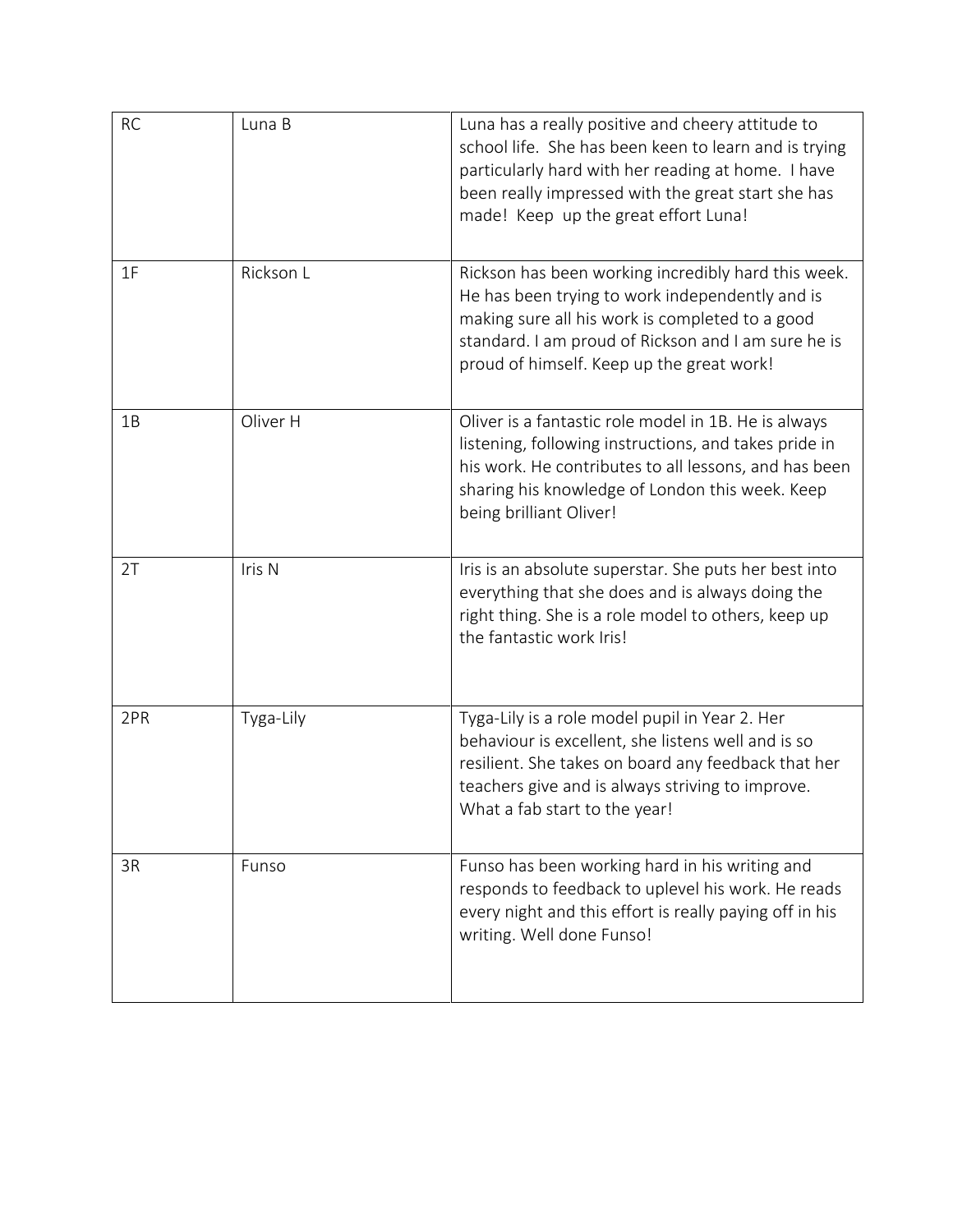| RC | Luna B | Luna has a really positive and cheery attitude to school life. She has been keen to learn and is trying particularly hard with her reading at home. I have been really impressed with the great start she has made! Keep up the great effort Luna! |
|---|---|---|
| 1F | Rickson L | Rickson has been working incredibly hard this week. He has been trying to work independently and is making sure all his work is completed to a good standard. I am proud of Rickson and I am sure he is proud of himself. Keep up the great work! |
| 1B | Oliver H | Oliver is a fantastic role model in 1B. He is always listening, following instructions, and takes pride in his work. He contributes to all lessons, and has been sharing his knowledge of London this week. Keep being brilliant Oliver! |
| 2T | Iris N | Iris is an absolute superstar. She puts her best into everything that she does and is always doing the right thing. She is a role model to others, keep up the fantastic work Iris! |
| 2PR | Tyga-Lily | Tyga-Lily is a role model pupil in Year 2. Her behaviour is excellent, she listens well and is so resilient. She takes on board any feedback that her teachers give and is always striving to improve. What a fab start to the year! |
| 3R | Funso | Funso has been working hard in his writing and responds to feedback to uplevel his work. He reads every night and this effort is really paying off in his writing. Well done Funso! |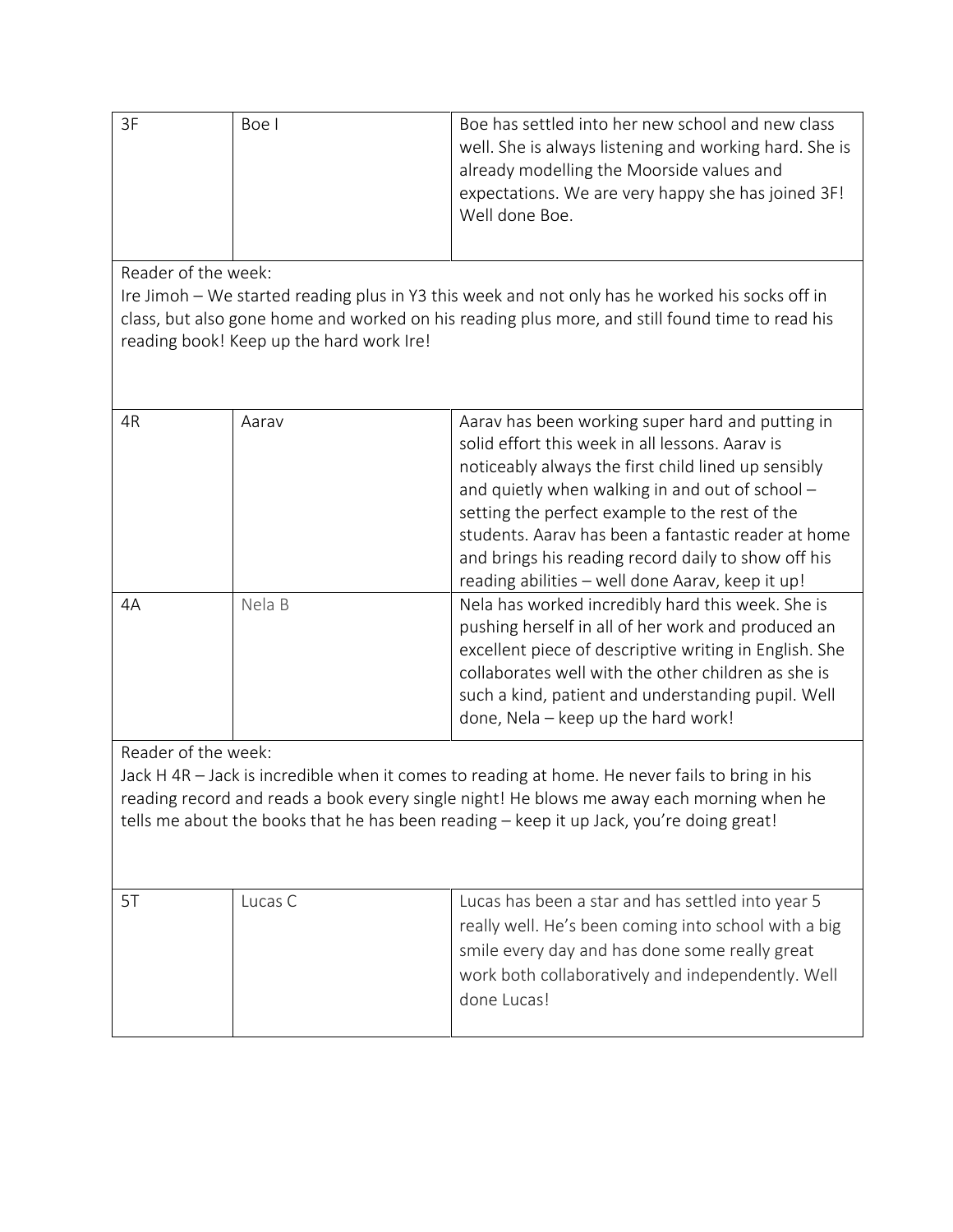| 3F | Boe I | Boe has settled into her new school and new class well. She is always listening and working hard. She is already modelling the Moorside values and expectations. We are very happy she has joined 3F! Well done Boe. |
|---|---|---|

Reader of the week:
Ire Jimoh – We started reading plus in Y3 this week and not only has he worked his socks off in class, but also gone home and worked on his reading plus more, and still found time to read his reading book! Keep up the hard work Ire!

| 4R | Aarav | Aarav has been working super hard and putting in solid effort this week in all lessons. Aarav is noticeably always the first child lined up sensibly and quietly when walking in and out of school – setting the perfect example to the rest of the students. Aarav has been a fantastic reader at home and brings his reading record daily to show off his reading abilities – well done Aarav, keep it up! |
|---|---|---|
| 4A | Nela B | Nela has worked incredibly hard this week. She is pushing herself in all of her work and produced an excellent piece of descriptive writing in English. She collaborates well with the other children as she is such a kind, patient and understanding pupil. Well done, Nela – keep up the hard work! |

Reader of the week:
Jack H 4R – Jack is incredible when it comes to reading at home. He never fails to bring in his reading record and reads a book every single night! He blows me away each morning when he tells me about the books that he has been reading – keep it up Jack, you're doing great!

| 5T | Lucas C | Lucas has been a star and has settled into year 5 really well. He's been coming into school with a big smile every day and has done some really great work both collaboratively and independently. Well done Lucas! |
|---|---|---|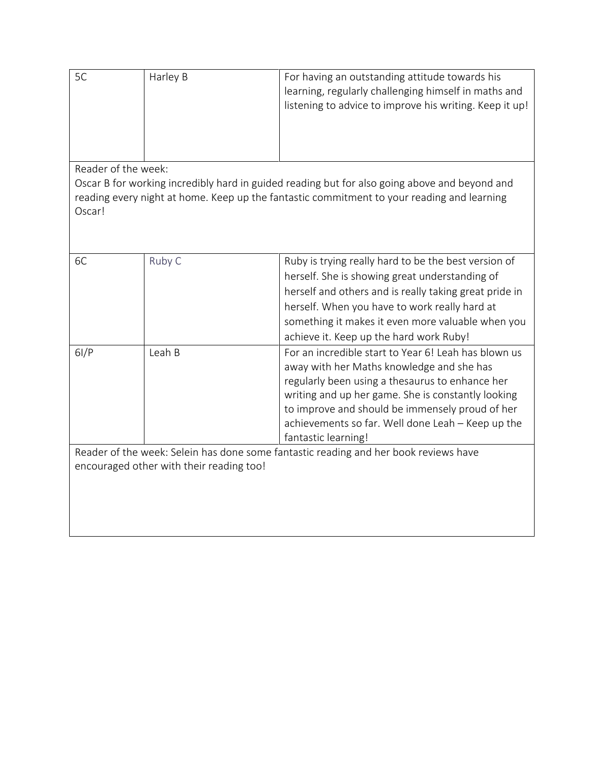| | | |
|---|---|---|
| 5C | Harley B | For having an outstanding attitude towards his learning, regularly challenging himself in maths and listening to advice to improve his writing. Keep it up! |
| Reader of the week:<br>Oscar B for working incredibly hard in guided reading but for also going above and beyond and reading every night at home. Keep up the fantastic commitment to your reading and learning Oscar! | | |
| 6C | Ruby C | Ruby is trying really hard to be the best version of herself. She is showing great understanding of herself and others and is really taking great pride in herself. When you have to work really hard at something it makes it even more valuable when you achieve it. Keep up the hard work Ruby! |
| 6I/P | Leah B | For an incredible start to Year 6! Leah has blown us away with her Maths knowledge and she has regularly been using a thesaurus to enhance her writing and up her game. She is constantly looking to improve and should be immensely proud of her achievements so far. Well done Leah – Keep up the fantastic learning! |
| Reader of the week: Selein has done some fantastic reading and her book reviews have encouraged other with their reading too! | | |